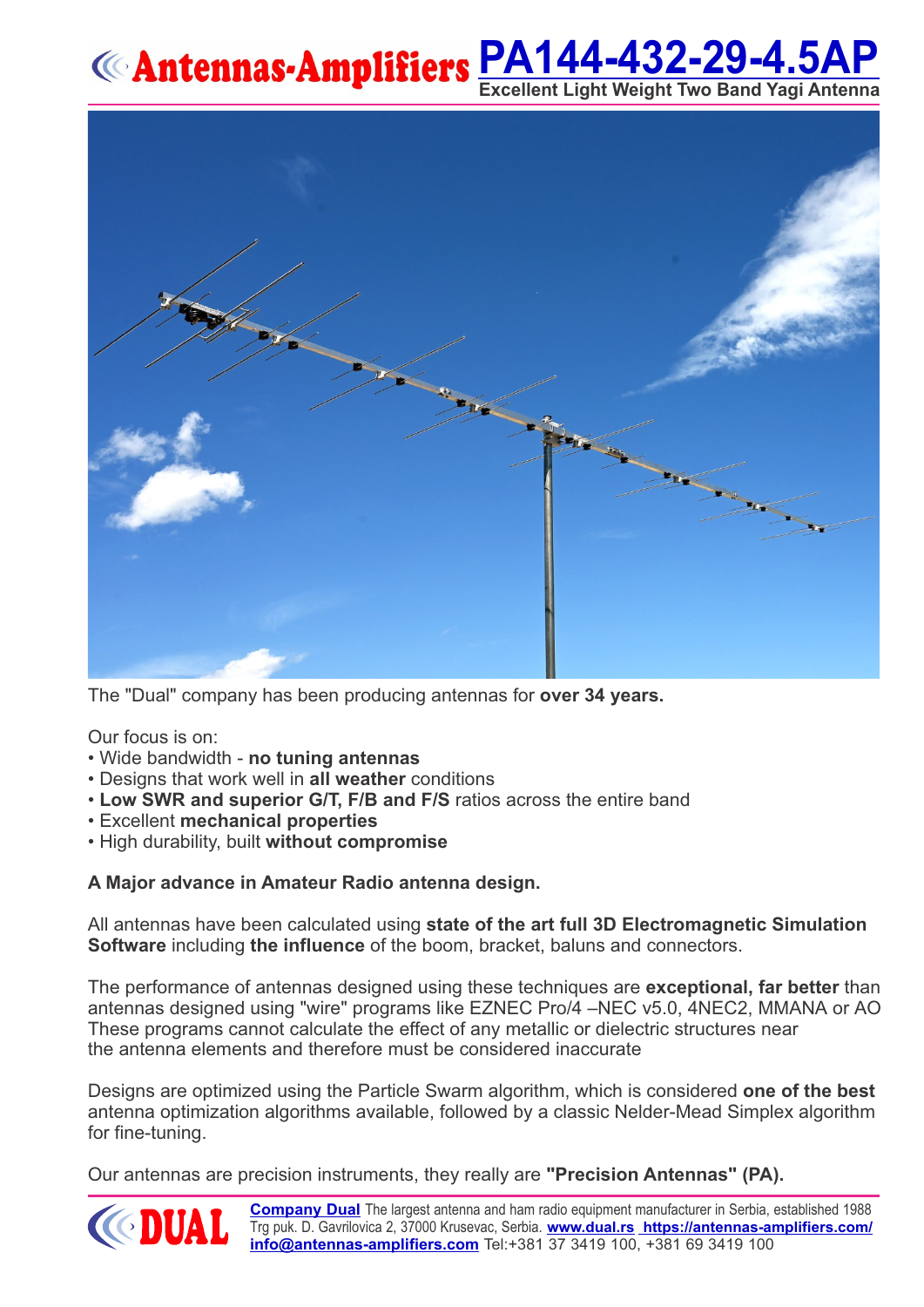# Antennas-Amplifiers PA144-432-29-4.5AP

**Excellent Light Weight Two Band Yagi Antenna**

The "Dual" company has been producing antennas for **over 34 years.**

Our focus is on:

- Wide bandwidth - **no tuning antennas**
- Designs that work well in **all weather** conditions
- **Low SWR and superior G/T, F/B and F/S** ratios across the entire band
- Excellent **mechanical properties**
- High durability, built **without compromise**

**A Major advance in Amateur Radio antenna design.**

All antennas have been calculated using **state of the art full 3D Electromagnetic Simulation Software** including **the influence** of the boom, bracket, baluns and connectors.

The performance of antennas designed using these techniques are **exceptional, far better** than antennas designed using "wire" programs like EZNEC Pro/4 –NEC v5.0, 4NEC2, MMANA or AO These programs cannot calculate the effect of any metallic or dielectric structures near the antenna elements and therefore must be considered inaccurate

Designs are optimized using the Particle Swarm algorithm, which is considered **one of the best** antenna optimization algorithms available, followed by a classic Nelder-Mead Simplex algorithm for fine-tuning.

Our antennas are precision instruments, they really are **"Precision Antennas" (PA).**

DUAL

**Company Dual** The largest antenna and ham radio equipment manufacturer in Serbia, established 1988
Trg puk. D. Gavrilovica 2, 37000 Krusevac, Serbia. **www.dual.rs** **https://antennas-amplifiers.com/**
**info@antennas-amplifiers.com** Tel:+381 37 3419 100, +381 69 3419 100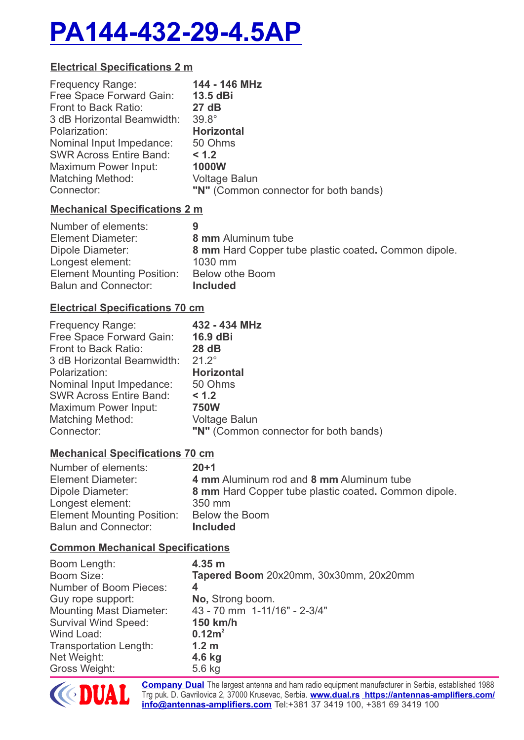# PA144-432-29-4.5AP

## Electrical Specifications 2 m

| | |
|---|---|
| Frequency Range: | **144 - 146 MHz** |
| Free Space Forward Gain: | **13.5 dBi** |
| Front to Back Ratio: | **27 dB** |
| 3 dB Horizontal Beamwidth: | 39.8° |
| Polarization: | **Horizontal** |
| Nominal Input Impedance: | 50 Ohms |
| SWR Across Entire Band: | **< 1.2** |
| Maximum Power Input: | **1000W** |
| Matching Method: | Voltage Balun |
| Connector: | **"N"** (Common connector for both bands) |

## Mechanical Specifications 2 m

| | |
|---|---|
| Number of elements: | **9** |
| Element Diameter: | **8 mm** Aluminum tube |
| Dipole Diameter: | **8 mm** Hard Copper tube plastic coated**.** Common dipole. |
| Longest element: | 1030 mm |
| Element Mounting Position: | Below othe Boom |
| Balun and Connector: | **Included** |

## Electrical Specifications 70 cm

| | |
|---|---|
| Frequency Range: | **432 - 434 MHz** |
| Free Space Forward Gain: | **16.9 dBi** |
| Front to Back Ratio: | **28 dB** |
| 3 dB Horizontal Beamwidth: | 21.2° |
| Polarization: | **Horizontal** |
| Nominal Input Impedance: | 50 Ohms |
| SWR Across Entire Band: | **< 1.2** |
| Maximum Power Input: | **750W** |
| Matching Method: | Voltage Balun |
| Connector: | **"N"** (Common connector for both bands) |

## Mechanical Specifications 70 cm

| | |
|---|---|
| Number of elements: | **20+1** |
| Element Diameter: | **4 mm** Aluminum rod and **8 mm** Aluminum tube |
| Dipole Diameter: | **8 mm** Hard Copper tube plastic coated**.** Common dipole. |
| Longest element: | 350 mm |
| Element Mounting Position: | Below the Boom |
| Balun and Connector: | **Included** |

## Common Mechanical Specifications

| | |
|---|---|
| Boom Length: | **4.35 m** |
| Boom Size: | **Tapered Boom** 20x20mm, 30x30mm, 20x20mm |
| Number of Boom Pieces: | **4** |
| Guy rope support: | **No,** Strong boom. |
| Mounting Mast Diameter: | 43 - 70 mm 1-11/16" - 2-3/4" |
| Survival Wind Speed: | **150 km/h** |
| Wind Load: | **0.12m²** |
| Transportation Length: | **1.2 m** |
| Net Weight: | **4.6 kg** |
| Gross Weight: | 5.6 kg |

**Company Dual** The largest antenna and ham radio equipment manufacturer in Serbia, established 1988
Trg puk. D. Gavrilovica 2, 37000 Krusevac, Serbia. **www.dual.rs https://antennas-amplifiers.com/**
**info@antennas-amplifiers.com** Tel:+381 37 3419 100, +381 69 3419 100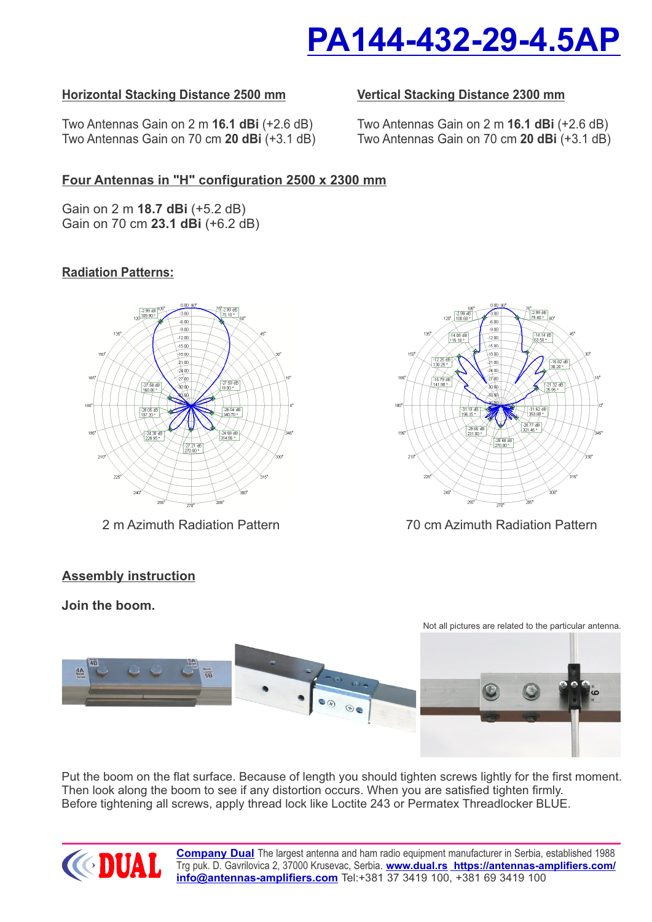# PA144-432-29-4.5AP

## Horizontal Stacking Distance 2500 mm

Two Antennas Gain on 2 m **16.1 dBi** (+2.6 dB)
Two Antennas Gain on 70 cm **20 dBi** (+3.1 dB)

## Vertical Stacking Distance 2300 mm

Two Antennas Gain on 2 m **16.1 dBi** (+2.6 dB)
Two Antennas Gain on 70 cm **20 dBi** (+3.1 dB)

## Four Antennas in "H" configuration 2500 x 2300 mm

Gain on 2 m **18.7 dBi** (+5.2 dB)
Gain on 70 cm **23.1 dBi** (+6.2 dB)

## Radiation Patterns:

2 m Azimuth Radiation Pattern

70 cm Azimuth Radiation Pattern

## Assembly instruction

**Join the boom.**

Not all pictures are related to the particular antenna.

Put the boom on the flat surface. Because of length you should tighten screws lightly for the first moment. Then look along the boom to see if any distortion occurs. When you are satisfied tighten firmly.
Before tightening all screws, apply thread lock like Loctite 243 or Permatex Threadlocker BLUE.

**Company Dual** The largest antenna and ham radio equipment manufacturer in Serbia, established 1988
Trg puk. D. Gavrilovica 2, 37000 Krusevac, Serbia. www.dual.rs https://antennas-amplifiers.com/
info@antennas-amplifiers.com Tel:+381 37 3419 100, +381 69 3419 100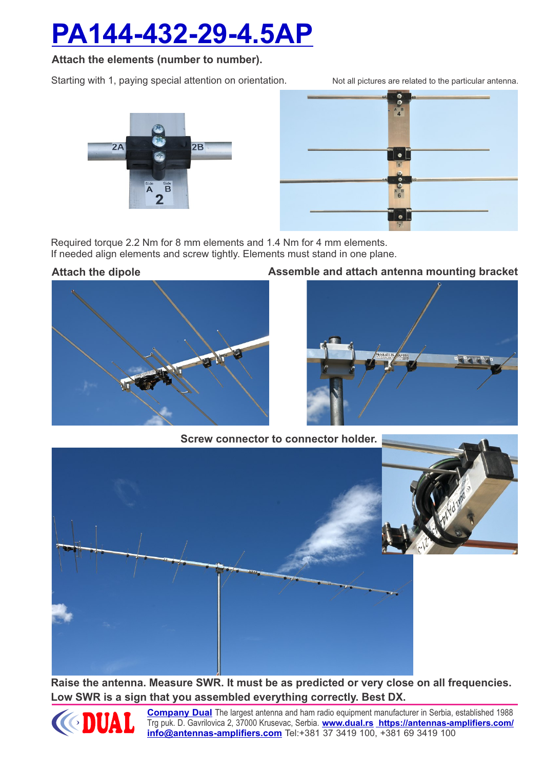# PA144-432-29-4.5AP

**Attach the elements (number to number).**

Starting with 1, paying special attention on orientation.

Not all pictures are related to the particular antenna.

Required torque 2.2 Nm for 8 mm elements and 1.4 Nm for 4 mm elements.
If needed align elements and screw tightly. Elements must stand in one plane.

**Attach the dipole**

**Assemble and attach antenna mounting bracket**

**Screw connector to connector holder.**

**Raise the antenna. Measure SWR. It must be as predicted or very close on all frequencies. Low SWR is a sign that you assembled everything correctly. Best DX.**

**Company Dual** The largest antenna and ham radio equipment manufacturer in Serbia, established 1988
Trg puk. D. Gavrilovica 2, 37000 Krusevac, Serbia. **www.dual.rs** **https://antennas-amplifiers.com/**
**info@antennas-amplifiers.com** Tel:+381 37 3419 100, +381 69 3419 100